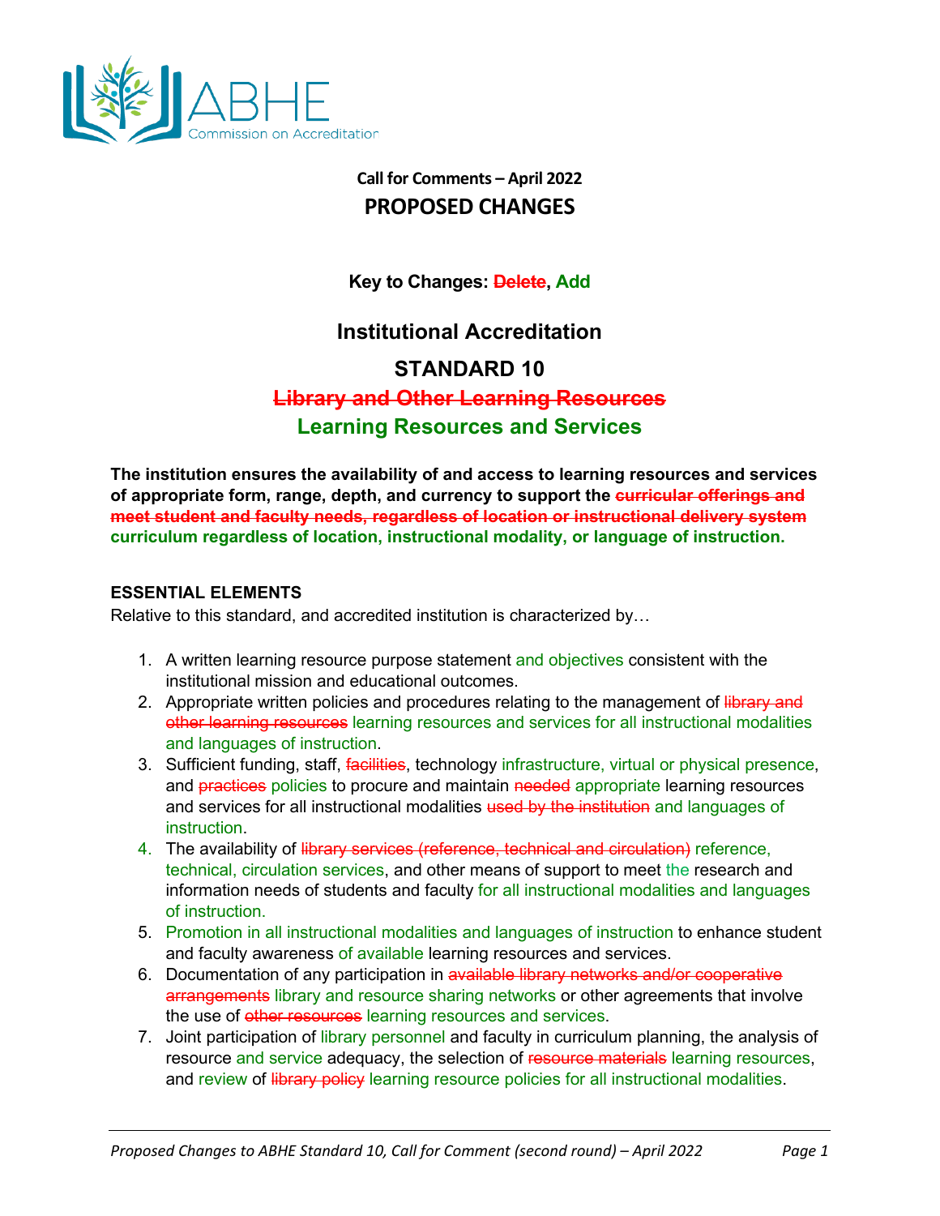ABHE Commission on Accreditation

**Call for Comments – April 2022**

## PROPOSED CHANGES

**Key to Changes: ~~Delete~~, Add**

# Institutional Accreditation

## STANDARD 10

## ~~Library and Other Learning Resources~~

## Learning Resources and Services

**The institution ensures the availability of and access to learning resources and services of appropriate form, range, depth, and currency to support the ~~curricular offerings and meet student and faculty needs, regardless of location or instructional delivery system~~ curriculum regardless of location, instructional modality, or language of instruction.**

### ESSENTIAL ELEMENTS

Relative to this standard, and accredited institution is characterized by…

1. A written learning resource purpose statement and objectives consistent with the institutional mission and educational outcomes.
2. Appropriate written policies and procedures relating to the management of ~~library and other learning resources~~ learning resources and services for all instructional modalities and languages of instruction.
3. Sufficient funding, staff, ~~facilities~~, technology infrastructure, virtual or physical presence, and ~~practices~~ policies to procure and maintain ~~needed~~ appropriate learning resources and services for all instructional modalities ~~used by the institution~~ and languages of instruction.
4. The availability of ~~library services (reference, technical and circulation)~~ reference, technical, circulation services, and other means of support to meet the research and information needs of students and faculty for all instructional modalities and languages of instruction.
5. Promotion in all instructional modalities and languages of instruction to enhance student and faculty awareness of available learning resources and services.
6. Documentation of any participation in ~~available library networks and/or cooperative arrangements~~ library and resource sharing networks or other agreements that involve the use of ~~other resources~~ learning resources and services.
7. Joint participation of library personnel and faculty in curriculum planning, the analysis of resource and service adequacy, the selection of ~~resource materials~~ learning resources, and review of ~~library policy~~ learning resource policies for all instructional modalities.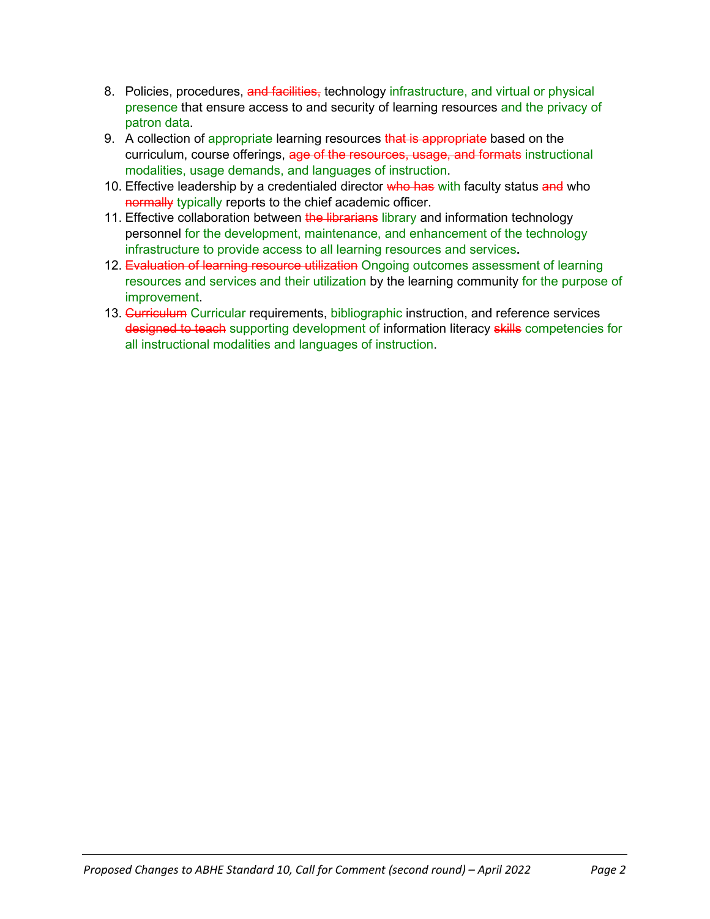8. Policies, procedures, ~~and facilities,~~ technology infrastructure, and virtual or physical presence that ensure access to and security of learning resources and the privacy of patron data.
9. A collection of appropriate learning resources ~~that is appropriate~~ based on the curriculum, course offerings, ~~age of the resources, usage, and formats~~ instructional modalities, usage demands, and languages of instruction.
10. Effective leadership by a credentialed director ~~who has~~ with faculty status ~~and~~ who ~~normally~~ typically reports to the chief academic officer.
11. Effective collaboration between ~~the librarians~~ library and information technology personnel for the development, maintenance, and enhancement of the technology infrastructure to provide access to all learning resources and services**.**
12. ~~Evaluation of learning resource utilization~~ Ongoing outcomes assessment of learning resources and services and their utilization by the learning community for the purpose of improvement.
13. ~~Curriculum~~ Curricular requirements, bibliographic instruction, and reference services ~~designed to teach~~ supporting development of information literacy ~~skills~~ competencies for all instructional modalities and languages of instruction.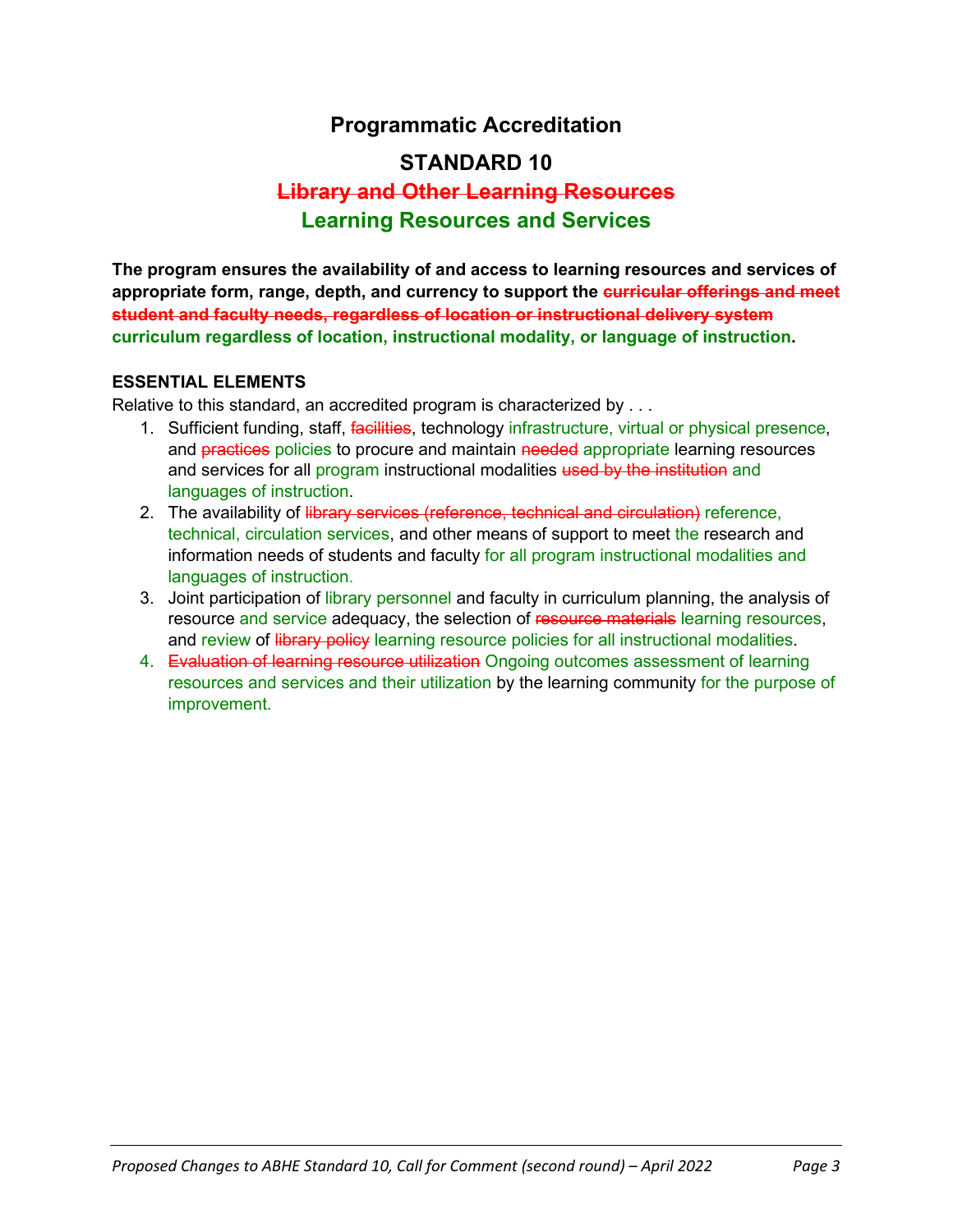# Programmatic Accreditation

## STANDARD 10

## ~~Library and Other Learning Resources~~

## Learning Resources and Services

**The program ensures the availability of and access to learning resources and services of appropriate form, range, depth, and currency to support the ~~curricular offerings and meet student and faculty needs, regardless of location or instructional delivery system~~ curriculum regardless of location, instructional modality, or language of instruction.**

**ESSENTIAL ELEMENTS**

Relative to this standard, an accredited program is characterized by . . .

1. Sufficient funding, staff, ~~facilities~~, technology infrastructure, virtual or physical presence, and ~~practices~~ policies to procure and maintain ~~needed~~ appropriate learning resources and services for all program instructional modalities ~~used by the institution~~ and languages of instruction.
2. The availability of ~~library services (reference, technical and circulation)~~ reference, technical, circulation services, and other means of support to meet the research and information needs of students and faculty for all program instructional modalities and languages of instruction.
3. Joint participation of library personnel and faculty in curriculum planning, the analysis of resource and service adequacy, the selection of ~~resource materials~~ learning resources, and review of ~~library policy~~ learning resource policies for all instructional modalities.
4. ~~Evaluation of learning resource utilization~~ Ongoing outcomes assessment of learning resources and services and their utilization by the learning community for the purpose of improvement.